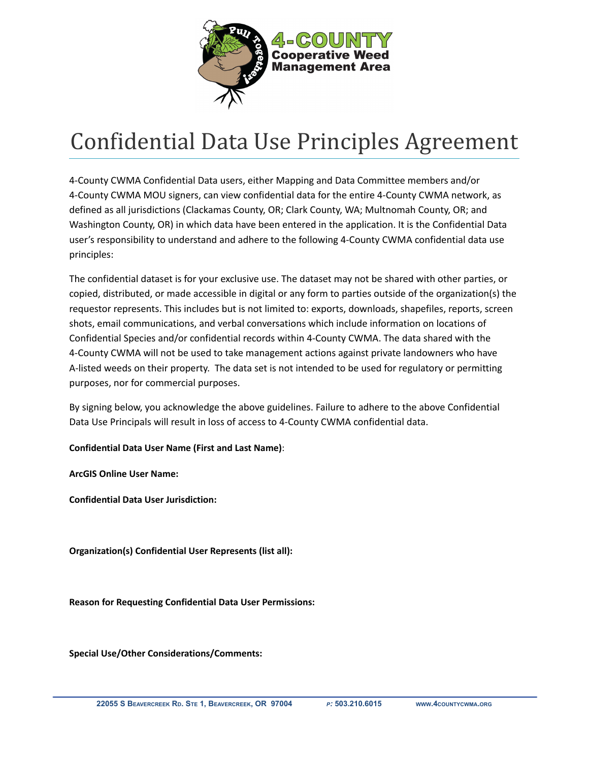4-COUNTY Cooperative Weed Management Area

# Confidential Data Use Principles Agreement

4-County CWMA Confidential Data users, either Mapping and Data Committee members and/or 4-County CWMA MOU signers, can view confidential data for the entire 4-County CWMA network, as defined as all jurisdictions (Clackamas County, OR; Clark County, WA; Multnomah County, OR; and Washington County, OR) in which data have been entered in the application. It is the Confidential Data user's responsibility to understand and adhere to the following 4-County CWMA confidential data use principles:

The confidential dataset is for your exclusive use. The dataset may not be shared with other parties, or copied, distributed, or made accessible in digital or any form to parties outside of the organization(s) the requestor represents. This includes but is not limited to: exports, downloads, shapefiles, reports, screen shots, email communications, and verbal conversations which include information on locations of Confidential Species and/or confidential records within 4-County CWMA. The data shared with the 4-County CWMA will not be used to take management actions against private landowners who have A-listed weeds on their property. The data set is not intended to be used for regulatory or permitting purposes, nor for commercial purposes.

By signing below, you acknowledge the above guidelines. Failure to adhere to the above Confidential Data Use Principals will result in loss of access to 4-County CWMA confidential data.

**Confidential Data User Name (First and Last Name)**:

**ArcGIS Online User Name:**

**Confidential Data User Jurisdiction:**

**Organization(s) Confidential User Represents (list all):**

**Reason for Requesting Confidential Data User Permissions:**

**Special Use/Other Considerations/Comments:**

22055 S Beavercreek Rd. Ste 1, Beavercreek, OR 97004 P: 503.210.6015 www.4countycwma.org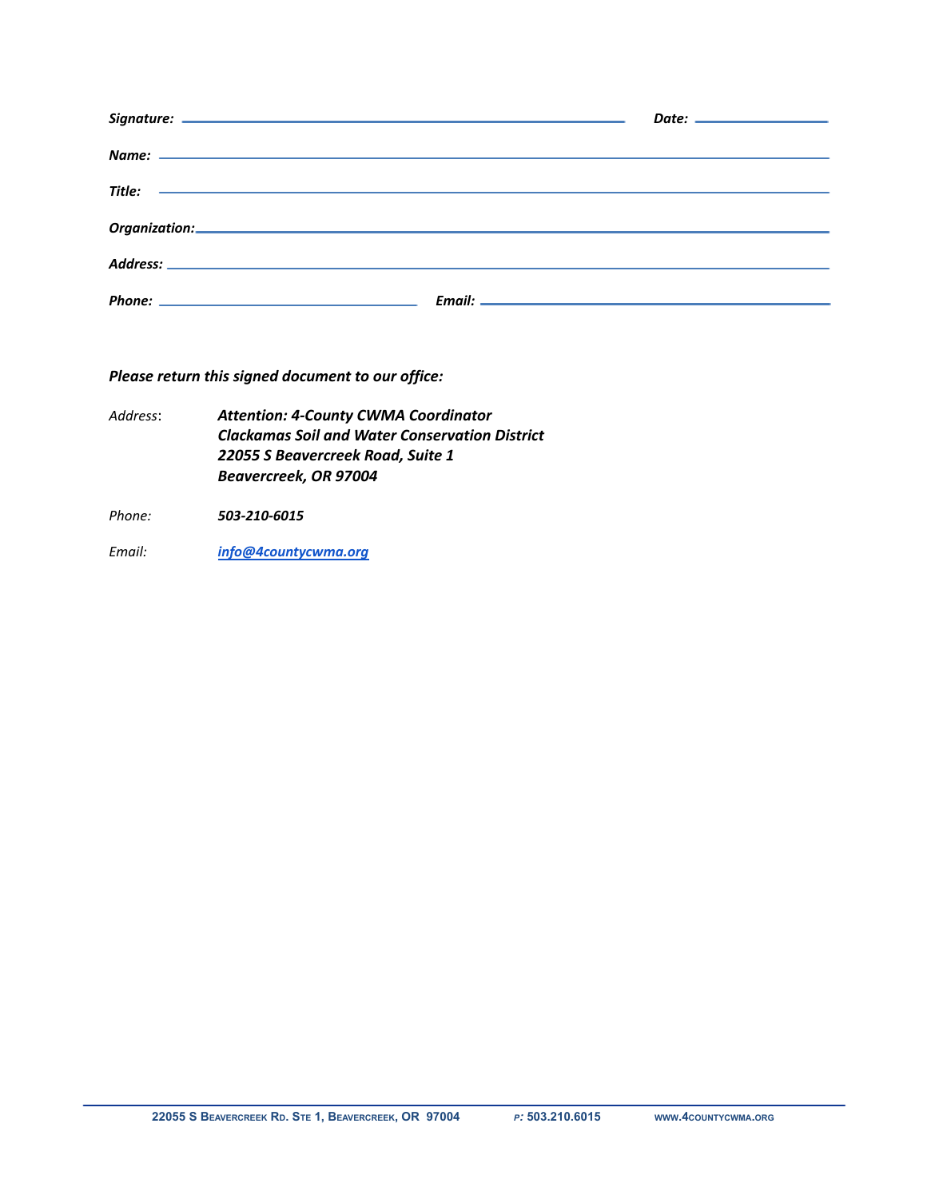***Signature:*** ______________________________________________ ***Date:*** ______________

***Name:*** ____________________________________________________________________

***Title:*** ____________________________________________________________________

***Organization:*** ______________________________________________________________

***Address:*** __________________________________________________________________

***Phone:*** ___________________________ ***Email:*** ___________________________________

***Please return this signed document to our office:***

*Address*: ***Attention: 4-County CWMA Coordinator***
***Clackamas Soil and Water Conservation District***
***22055 S Beavercreek Road, Suite 1***
***Beavercreek, OR 97004***

*Phone:* ***503-210-6015***

*Email:* ***info@4countycwma.org***